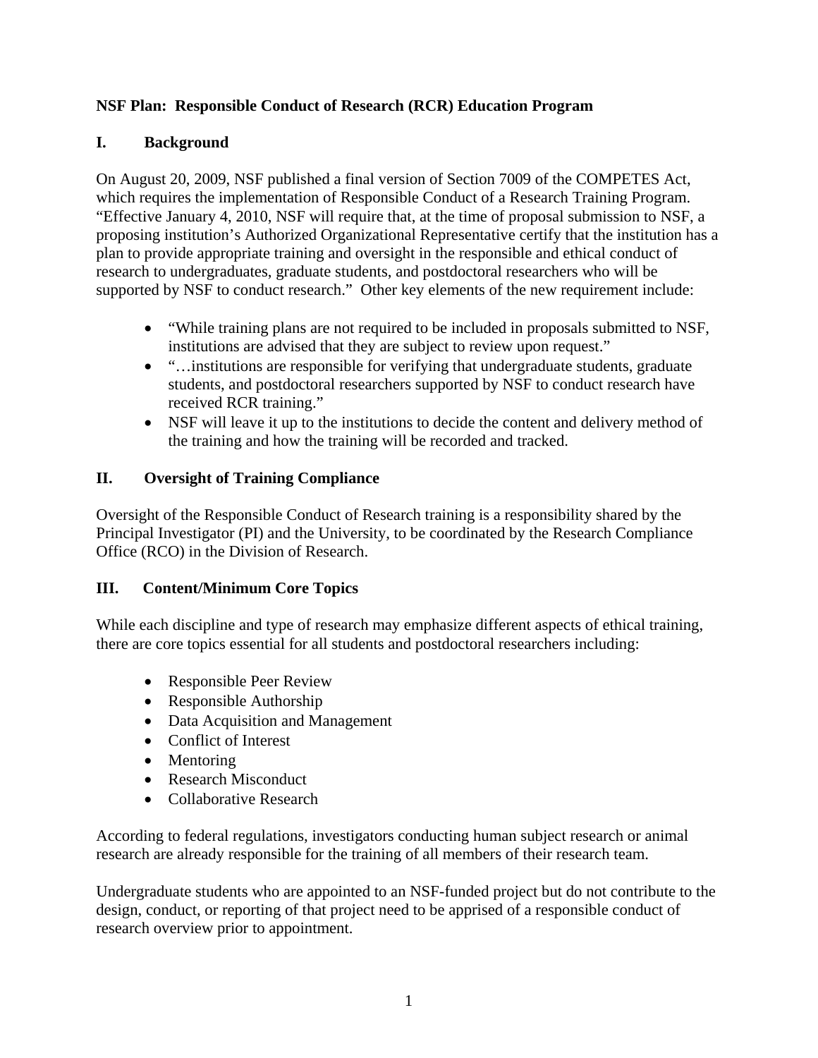**NSF Plan: Responsible Conduct of Research (RCR) Education Program**

## I. Background

On August 20, 2009, NSF published a final version of Section 7009 of the COMPETES Act, which requires the implementation of Responsible Conduct of a Research Training Program. "Effective January 4, 2010, NSF will require that, at the time of proposal submission to NSF, a proposing institution's Authorized Organizational Representative certify that the institution has a plan to provide appropriate training and oversight in the responsible and ethical conduct of research to undergraduates, graduate students, and postdoctoral researchers who will be supported by NSF to conduct research." Other key elements of the new requirement include:

- "While training plans are not required to be included in proposals submitted to NSF, institutions are advised that they are subject to review upon request."
- "…institutions are responsible for verifying that undergraduate students, graduate students, and postdoctoral researchers supported by NSF to conduct research have received RCR training."
- NSF will leave it up to the institutions to decide the content and delivery method of the training and how the training will be recorded and tracked.

## II. Oversight of Training Compliance

Oversight of the Responsible Conduct of Research training is a responsibility shared by the Principal Investigator (PI) and the University, to be coordinated by the Research Compliance Office (RCO) in the Division of Research.

## III. Content/Minimum Core Topics

While each discipline and type of research may emphasize different aspects of ethical training, there are core topics essential for all students and postdoctoral researchers including:

- Responsible Peer Review
- Responsible Authorship
- Data Acquisition and Management
- Conflict of Interest
- Mentoring
- Research Misconduct
- Collaborative Research

According to federal regulations, investigators conducting human subject research or animal research are already responsible for the training of all members of their research team.

Undergraduate students who are appointed to an NSF-funded project but do not contribute to the design, conduct, or reporting of that project need to be apprised of a responsible conduct of research overview prior to appointment.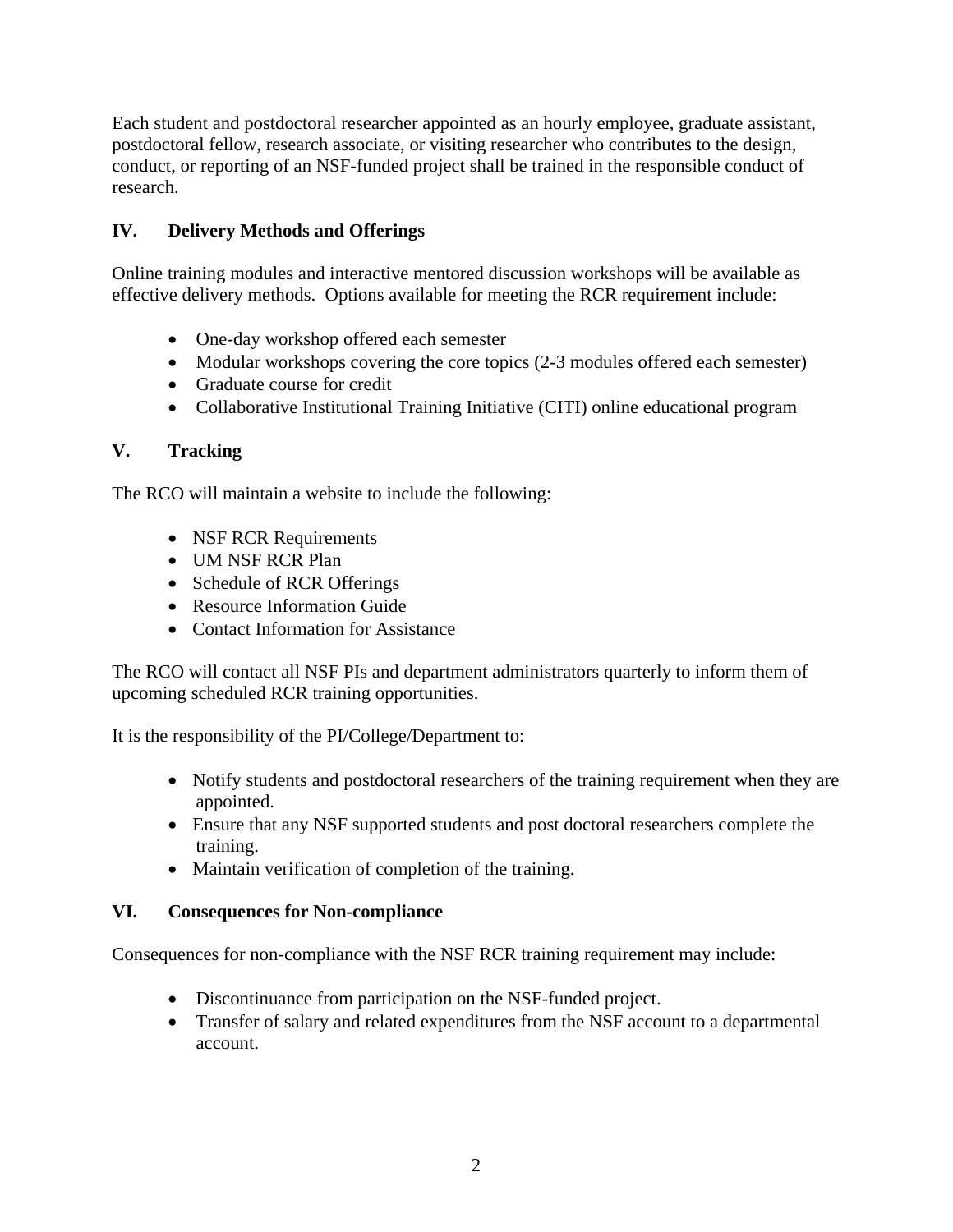Each student and postdoctoral researcher appointed as an hourly employee, graduate assistant, postdoctoral fellow, research associate, or visiting researcher who contributes to the design, conduct, or reporting of an NSF-funded project shall be trained in the responsible conduct of research.

## IV. Delivery Methods and Offerings

Online training modules and interactive mentored discussion workshops will be available as effective delivery methods. Options available for meeting the RCR requirement include:

- One-day workshop offered each semester
- Modular workshops covering the core topics (2-3 modules offered each semester)
- Graduate course for credit
- Collaborative Institutional Training Initiative (CITI) online educational program

## V. Tracking

The RCO will maintain a website to include the following:

- NSF RCR Requirements
- UM NSF RCR Plan
- Schedule of RCR Offerings
- Resource Information Guide
- Contact Information for Assistance

The RCO will contact all NSF PIs and department administrators quarterly to inform them of upcoming scheduled RCR training opportunities.

It is the responsibility of the PI/College/Department to:

- Notify students and postdoctoral researchers of the training requirement when they are appointed.
- Ensure that any NSF supported students and post doctoral researchers complete the training.
- Maintain verification of completion of the training.

## VI. Consequences for Non-compliance

Consequences for non-compliance with the NSF RCR training requirement may include:

- Discontinuance from participation on the NSF-funded project.
- Transfer of salary and related expenditures from the NSF account to a departmental account.